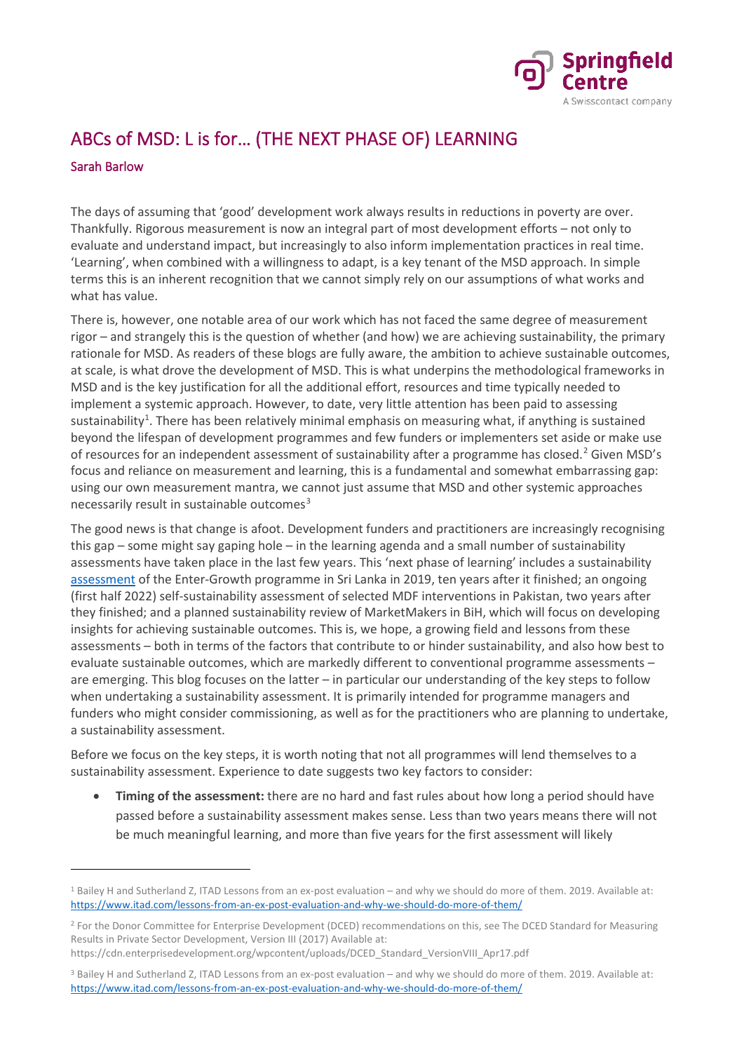# ABCs of MSD: L is for… (THE NEXT PHASE OF) LEARNING

Sarah Barlow

The days of assuming that 'good' development work always results in reductions in poverty are over. Thankfully. Rigorous measurement is now an integral part of most development efforts – not only to evaluate and understand impact, but increasingly to also inform implementation practices in real time. 'Learning', when combined with a willingness to adapt, is a key tenant of the MSD approach. In simple terms this is an inherent recognition that we cannot simply rely on our assumptions of what works and what has value.

There is, however, one notable area of our work which has not faced the same degree of measurement rigor – and strangely this is the question of whether (and how) we are achieving sustainability, the primary rationale for MSD. As readers of these blogs are fully aware, the ambition to achieve sustainable outcomes, at scale, is what drove the development of MSD. This is what underpins the methodological frameworks in MSD and is the key justification for all the additional effort, resources and time typically needed to implement a systemic approach. However, to date, very little attention has been paid to assessing sustainability[1]. There has been relatively minimal emphasis on measuring what, if anything is sustained beyond the lifespan of development programmes and few funders or implementers set aside or make use of resources for an independent assessment of sustainability after a programme has closed.[2] Given MSD's focus and reliance on measurement and learning, this is a fundamental and somewhat embarrassing gap: using our own measurement mantra, we cannot just assume that MSD and other systemic approaches necessarily result in sustainable outcomes[3]

The good news is that change is afoot. Development funders and practitioners are increasingly recognising this gap – some might say gaping hole – in the learning agenda and a small number of sustainability assessments have taken place in the last few years. This 'next phase of learning' includes a sustainability assessment of the Enter-Growth programme in Sri Lanka in 2019, ten years after it finished; an ongoing (first half 2022) self-sustainability assessment of selected MDF interventions in Pakistan, two years after they finished; and a planned sustainability review of MarketMakers in BiH, which will focus on developing insights for achieving sustainable outcomes. This is, we hope, a growing field and lessons from these assessments – both in terms of the factors that contribute to or hinder sustainability, and also how best to evaluate sustainable outcomes, which are markedly different to conventional programme assessments – are emerging. This blog focuses on the latter – in particular our understanding of the key steps to follow when undertaking a sustainability assessment. It is primarily intended for programme managers and funders who might consider commissioning, as well as for the practitioners who are planning to undertake, a sustainability assessment.

Before we focus on the key steps, it is worth noting that not all programmes will lend themselves to a sustainability assessment. Experience to date suggests two key factors to consider:

- **Timing of the assessment:** there are no hard and fast rules about how long a period should have passed before a sustainability assessment makes sense. Less than two years means there will not be much meaningful learning, and more than five years for the first assessment will likely

---

[1] Bailey H and Sutherland Z, ITAD Lessons from an ex-post evaluation – and why we should do more of them. 2019. Available at: https://www.itad.com/lessons-from-an-ex-post-evaluation-and-why-we-should-do-more-of-them/

[2] For the Donor Committee for Enterprise Development (DCED) recommendations on this, see The DCED Standard for Measuring Results in Private Sector Development, Version III (2017) Available at: https://cdn.enterprisedevelopment.org/wpcontent/uploads/DCED_Standard_VersionVIII_Apr17.pdf

[3] Bailey H and Sutherland Z, ITAD Lessons from an ex-post evaluation – and why we should do more of them. 2019. Available at: https://www.itad.com/lessons-from-an-ex-post-evaluation-and-why-we-should-do-more-of-them/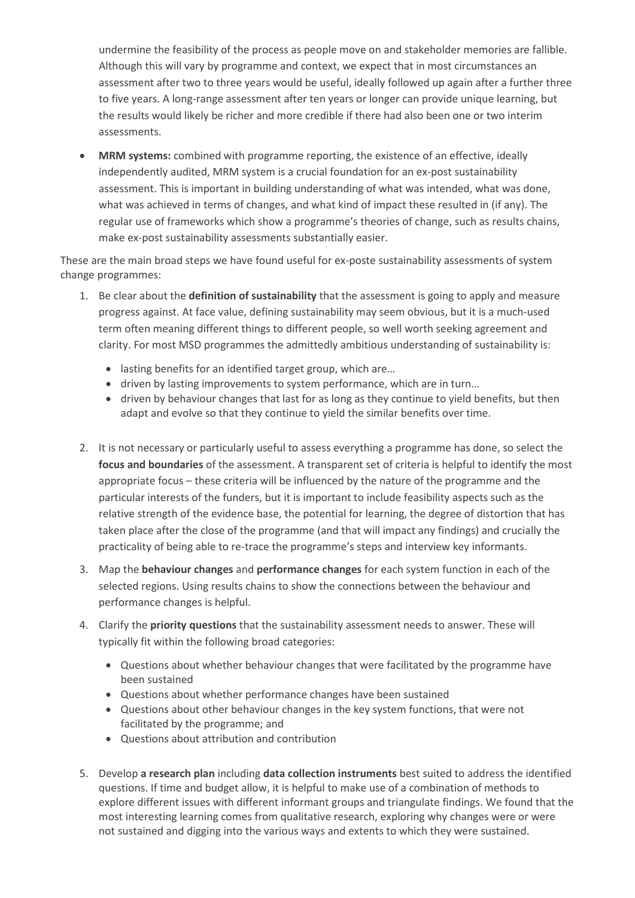undermine the feasibility of the process as people move on and stakeholder memories are fallible. Although this will vary by programme and context, we expect that in most circumstances an assessment after two to three years would be useful, ideally followed up again after a further three to five years. A long-range assessment after ten years or longer can provide unique learning, but the results would likely be richer and more credible if there had also been one or two interim assessments.

- **MRM systems:** combined with programme reporting, the existence of an effective, ideally independently audited, MRM system is a crucial foundation for an ex-post sustainability assessment. This is important in building understanding of what was intended, what was done, what was achieved in terms of changes, and what kind of impact these resulted in (if any). The regular use of frameworks which show a programme's theories of change, such as results chains, make ex-post sustainability assessments substantially easier.

These are the main broad steps we have found useful for ex-poste sustainability assessments of system change programmes:

1. Be clear about the **definition of sustainability** that the assessment is going to apply and measure progress against. At face value, defining sustainability may seem obvious, but it is a much-used term often meaning different things to different people, so well worth seeking agreement and clarity. For most MSD programmes the admittedly ambitious understanding of sustainability is:
   - lasting benefits for an identified target group, which are…
   - driven by lasting improvements to system performance, which are in turn…
   - driven by behaviour changes that last for as long as they continue to yield benefits, but then adapt and evolve so that they continue to yield the similar benefits over time.

2. It is not necessary or particularly useful to assess everything a programme has done, so select the **focus and boundaries** of the assessment. A transparent set of criteria is helpful to identify the most appropriate focus – these criteria will be influenced by the nature of the programme and the particular interests of the funders, but it is important to include feasibility aspects such as the relative strength of the evidence base, the potential for learning, the degree of distortion that has taken place after the close of the programme (and that will impact any findings) and crucially the practicality of being able to re-trace the programme's steps and interview key informants.

3. Map the **behaviour changes** and **performance changes** for each system function in each of the selected regions. Using results chains to show the connections between the behaviour and performance changes is helpful.

4. Clarify the **priority questions** that the sustainability assessment needs to answer. These will typically fit within the following broad categories:
   - Questions about whether behaviour changes that were facilitated by the programme have been sustained
   - Questions about whether performance changes have been sustained
   - Questions about other behaviour changes in the key system functions, that were not facilitated by the programme; and
   - Questions about attribution and contribution

5. Develop **a research plan** including **data collection instruments** best suited to address the identified questions. If time and budget allow, it is helpful to make use of a combination of methods to explore different issues with different informant groups and triangulate findings. We found that the most interesting learning comes from qualitative research, exploring why changes were or were not sustained and digging into the various ways and extents to which they were sustained.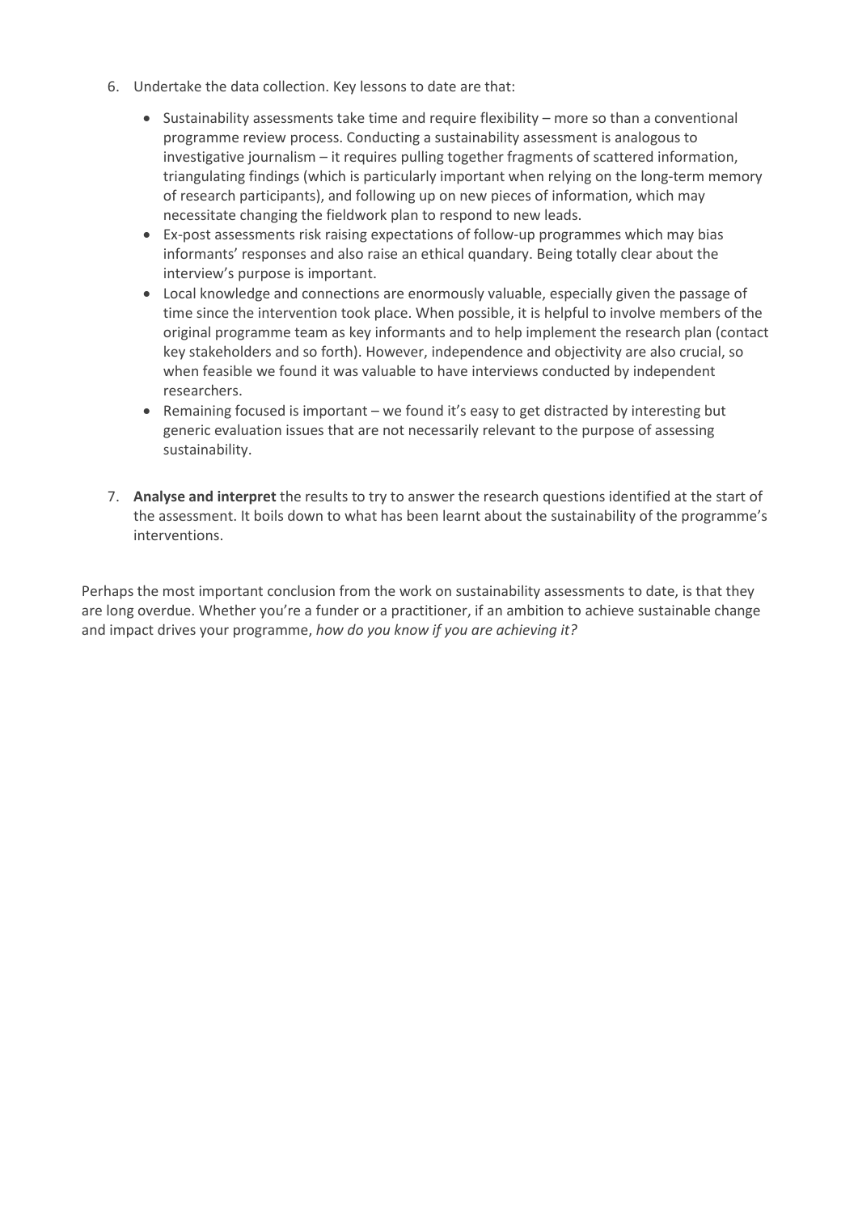6. Undertake the data collection. Key lessons to date are that:

    - Sustainability assessments take time and require flexibility – more so than a conventional programme review process. Conducting a sustainability assessment is analogous to investigative journalism – it requires pulling together fragments of scattered information, triangulating findings (which is particularly important when relying on the long-term memory of research participants), and following up on new pieces of information, which may necessitate changing the fieldwork plan to respond to new leads.
    - Ex-post assessments risk raising expectations of follow-up programmes which may bias informants' responses and also raise an ethical quandary. Being totally clear about the interview's purpose is important.
    - Local knowledge and connections are enormously valuable, especially given the passage of time since the intervention took place. When possible, it is helpful to involve members of the original programme team as key informants and to help implement the research plan (contact key stakeholders and so forth). However, independence and objectivity are also crucial, so when feasible we found it was valuable to have interviews conducted by independent researchers.
    - Remaining focused is important – we found it's easy to get distracted by interesting but generic evaluation issues that are not necessarily relevant to the purpose of assessing sustainability.

7. **Analyse and interpret** the results to try to answer the research questions identified at the start of the assessment. It boils down to what has been learnt about the sustainability of the programme's interventions.

Perhaps the most important conclusion from the work on sustainability assessments to date, is that they are long overdue. Whether you're a funder or a practitioner, if an ambition to achieve sustainable change and impact drives your programme, *how do you know if you are achieving it?*